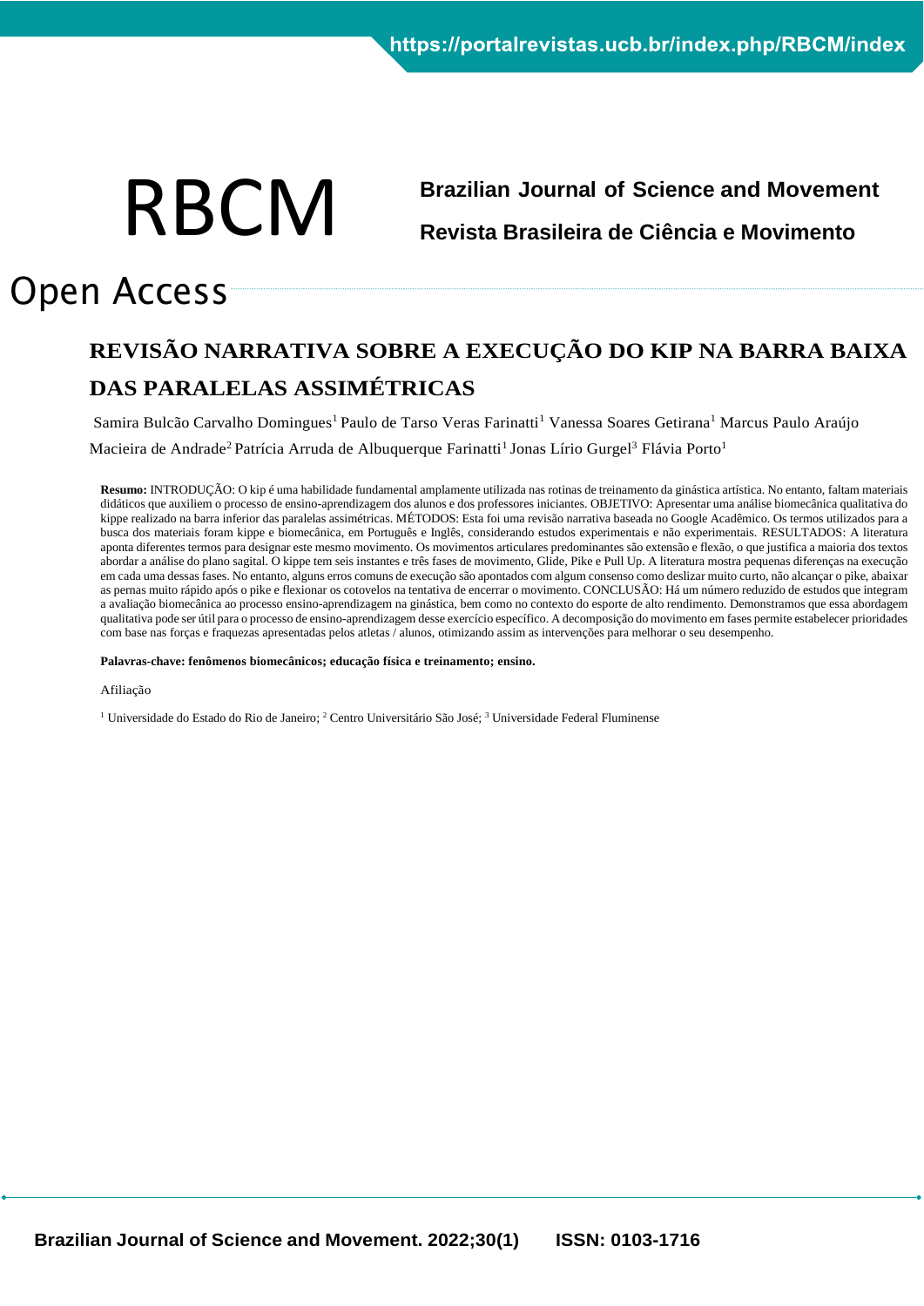# REVISÃO NARRATIVA SOBRE A EXECUÇÃO DO KIP NA BARRA BAIXA DAS PARALELAS ASSIMÉTRICAS

Samira Bulcão Carvalho Domingues[1] Paulo de Tarso Veras Farinatti[1] Vanessa Soares Getirana[1] Marcus Paulo Araújo Macieira de Andrade[2] Patrícia Arruda de Albuquerque Farinatti[1] Jonas Lírio Gurgel[3] Flávia Porto[1]

**Resumo:** INTRODUÇÃO: O kip é uma habilidade fundamental amplamente utilizada nas rotinas de treinamento da ginástica artística. No entanto, faltam materiais didáticos que auxiliem o processo de ensino-aprendizagem dos alunos e dos professores iniciantes. OBJETIVO: Apresentar uma análise biomecânica qualitativa do kippe realizado na barra inferior das paralelas assimétricas. MÉTODOS: Esta foi uma revisão narrativa baseada no Google Acadêmico. Os termos utilizados para a busca dos materiais foram kippe e biomecânica, em Português e Inglês, considerando estudos experimentais e não experimentais. RESULTADOS: A literatura aponta diferentes termos para designar este mesmo movimento. Os movimentos articulares predominantes são extensão e flexão, o que justifica a maioria dos textos abordar a análise do plano sagital. O kippe tem seis instantes e três fases de movimento, Glide, Pike e Pull Up. A literatura mostra pequenas diferenças na execução em cada uma dessas fases. No entanto, alguns erros comuns de execução são apontados com algum consenso como deslizar muito curto, não alcançar o pike, abaixar as pernas muito rápido após o pike e flexionar os cotovelos na tentativa de encerrar o movimento. CONCLUSÃO: Há um número reduzido de estudos que integram a avaliação biomecânica ao processo ensino-aprendizagem na ginástica, bem como no contexto do esporte de alto rendimento. Demonstramos que essa abordagem qualitativa pode ser útil para o processo de ensino-aprendizagem desse exercício específico. A decomposição do movimento em fases permite estabelecer prioridades com base nas forças e fraquezas apresentadas pelos atletas / alunos, otimizando assim as intervenções para melhorar o seu desempenho.

**Palavras-chave: fenômenos biomecânicos; educação física e treinamento; ensino.**

Afiliação

[1] Universidade do Estado do Rio de Janeiro; [2] Centro Universitário São José; [3] Universidade Federal Fluminense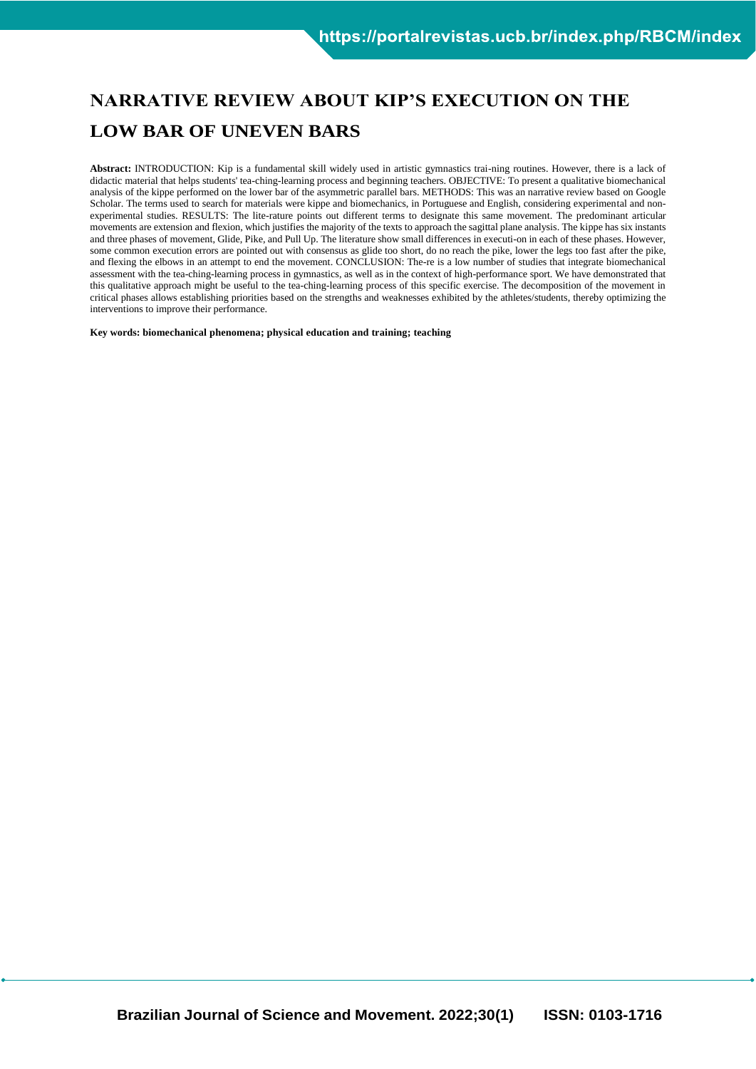# NARRATIVE REVIEW ABOUT KIP'S EXECUTION ON THE LOW BAR OF UNEVEN BARS

**Abstract:** INTRODUCTION: Kip is a fundamental skill widely used in artistic gymnastics trai-ning routines. However, there is a lack of didactic material that helps students' tea-ching-learning process and beginning teachers. OBJECTIVE: To present a qualitative biomechanical analysis of the kippe performed on the lower bar of the asymmetric parallel bars. METHODS: This was an narrative review based on Google Scholar. The terms used to search for materials were kippe and biomechanics, in Portuguese and English, considering experimental and non-experimental studies. RESULTS: The lite-rature points out different terms to designate this same movement. The predominant articular movements are extension and flexion, which justifies the majority of the texts to approach the sagittal plane analysis. The kippe has six instants and three phases of movement, Glide, Pike, and Pull Up. The literature show small differences in executi-on in each of these phases. However, some common execution errors are pointed out with consensus as glide too short, do no reach the pike, lower the legs too fast after the pike, and flexing the elbows in an attempt to end the movement. CONCLUSION: The-re is a low number of studies that integrate biomechanical assessment with the tea-ching-learning process in gymnastics, as well as in the context of high-performance sport. We have demonstrated that this qualitative approach might be useful to the tea-ching-learning process of this specific exercise. The decomposition of the movement in critical phases allows establishing priorities based on the strengths and weaknesses exhibited by the athletes/students, thereby optimizing the interventions to improve their performance.

**Key words: biomechanical phenomena; physical education and training; teaching**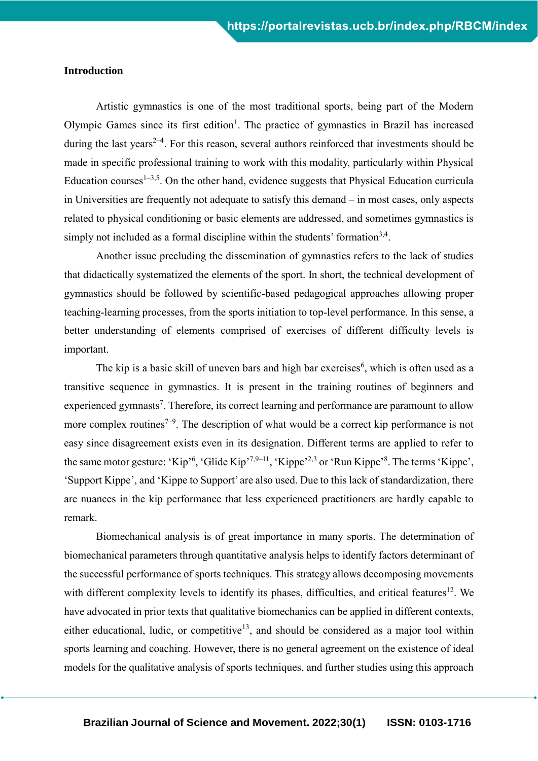**Introduction**

Artistic gymnastics is one of the most traditional sports, being part of the Modern Olympic Games since its first edition[1]. The practice of gymnastics in Brazil has increased during the last years[2–4]. For this reason, several authors reinforced that investments should be made in specific professional training to work with this modality, particularly within Physical Education courses[1–3,5]. On the other hand, evidence suggests that Physical Education curricula in Universities are frequently not adequate to satisfy this demand – in most cases, only aspects related to physical conditioning or basic elements are addressed, and sometimes gymnastics is simply not included as a formal discipline within the students' formation[3,4].

Another issue precluding the dissemination of gymnastics refers to the lack of studies that didactically systematized the elements of the sport. In short, the technical development of gymnastics should be followed by scientific-based pedagogical approaches allowing proper teaching-learning processes, from the sports initiation to top-level performance. In this sense, a better understanding of elements comprised of exercises of different difficulty levels is important.

The kip is a basic skill of uneven bars and high bar exercises[6], which is often used as a transitive sequence in gymnastics. It is present in the training routines of beginners and experienced gymnasts[7]. Therefore, its correct learning and performance are paramount to allow more complex routines[7–9]. The description of what would be a correct kip performance is not easy since disagreement exists even in its designation. Different terms are applied to refer to the same motor gesture: 'Kip'[6], 'Glide Kip'[7,9–11], 'Kippe'[2,3] or 'Run Kippe'[8]. The terms 'Kippe', 'Support Kippe', and 'Kippe to Support' are also used. Due to this lack of standardization, there are nuances in the kip performance that less experienced practitioners are hardly capable to remark.

Biomechanical analysis is of great importance in many sports. The determination of biomechanical parameters through quantitative analysis helps to identify factors determinant of the successful performance of sports techniques. This strategy allows decomposing movements with different complexity levels to identify its phases, difficulties, and critical features[12]. We have advocated in prior texts that qualitative biomechanics can be applied in different contexts, either educational, ludic, or competitive[13], and should be considered as a major tool within sports learning and coaching. However, there is no general agreement on the existence of ideal models for the qualitative analysis of sports techniques, and further studies using this approach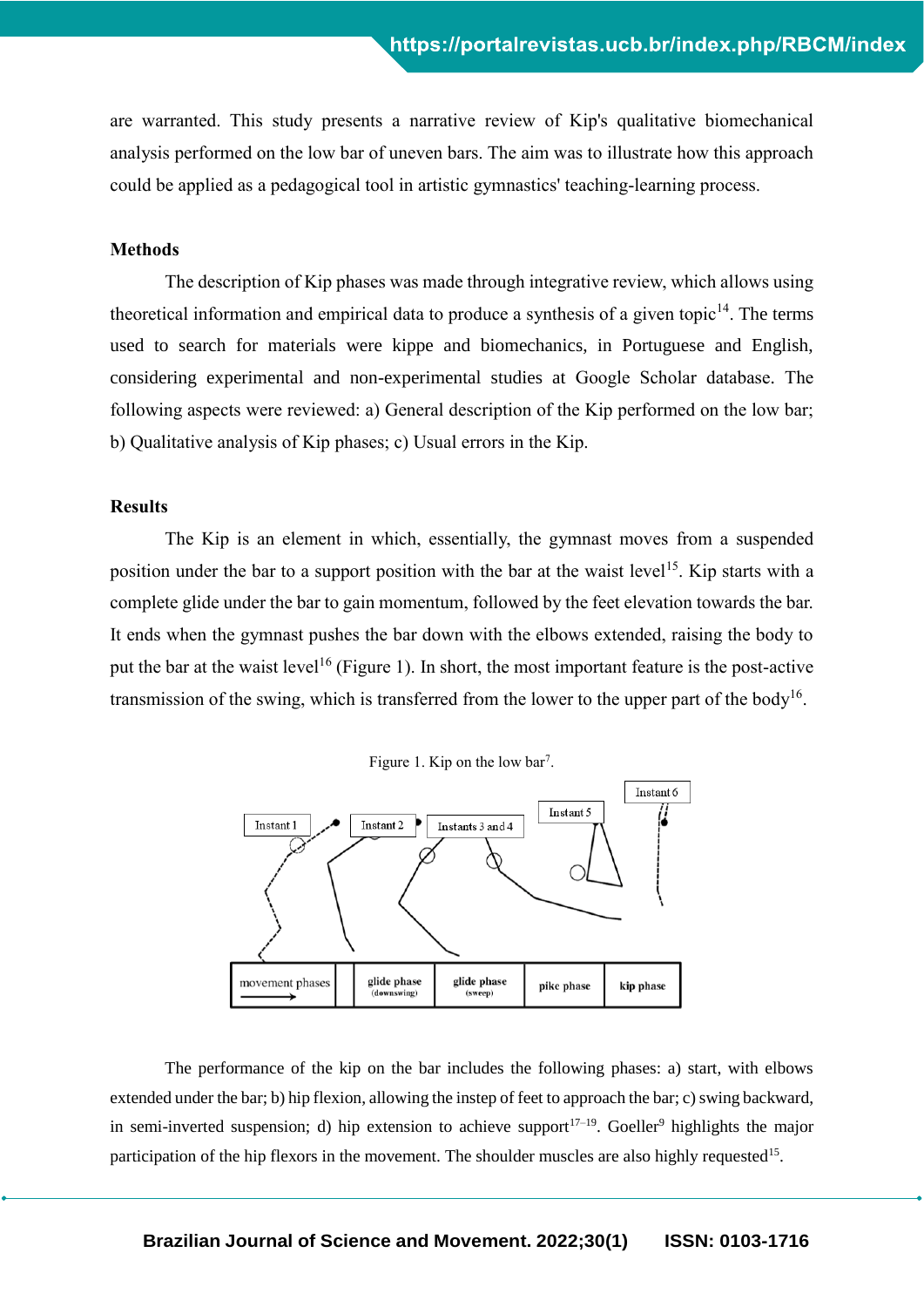are warranted. This study presents a narrative review of Kip's qualitative biomechanical analysis performed on the low bar of uneven bars. The aim was to illustrate how this approach could be applied as a pedagogical tool in artistic gymnastics' teaching-learning process.

## Methods

The description of Kip phases was made through integrative review, which allows using theoretical information and empirical data to produce a synthesis of a given topic[14]. The terms used to search for materials were kippe and biomechanics, in Portuguese and English, considering experimental and non-experimental studies at Google Scholar database. The following aspects were reviewed: a) General description of the Kip performed on the low bar; b) Qualitative analysis of Kip phases; c) Usual errors in the Kip.

## Results

The Kip is an element in which, essentially, the gymnast moves from a suspended position under the bar to a support position with the bar at the waist level[15]. Kip starts with a complete glide under the bar to gain momentum, followed by the feet elevation towards the bar. It ends when the gymnast pushes the bar down with the elbows extended, raising the body to put the bar at the waist level[16] (Figure 1). In short, the most important feature is the post-active transmission of the swing, which is transferred from the lower to the upper part of the body[16].

Figure 1. Kip on the low bar[7].

Instant 1 | Instant 2 | Instants 3 and 4 | Instant 5 | Instant 6

| movement phases → | | glide phase (downswing) | glide phase (sweep) | pike phase | kip phase |
|---|---|---|---|---|---|

The performance of the kip on the bar includes the following phases: a) start, with elbows extended under the bar; b) hip flexion, allowing the instep of feet to approach the bar; c) swing backward, in semi-inverted suspension; d) hip extension to achieve support[17–19]. Goeller[9] highlights the major participation of the hip flexors in the movement. The shoulder muscles are also highly requested[15].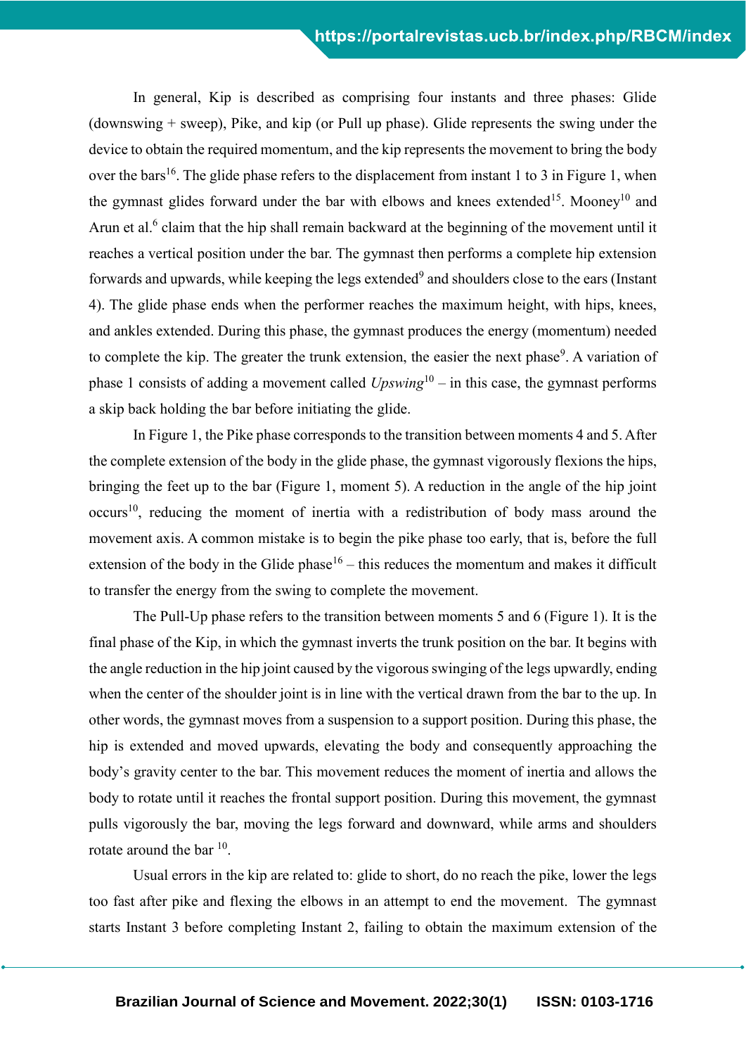In general, Kip is described as comprising four instants and three phases: Glide (downswing + sweep), Pike, and kip (or Pull up phase). Glide represents the swing under the device to obtain the required momentum, and the kip represents the movement to bring the body over the bars[16]. The glide phase refers to the displacement from instant 1 to 3 in Figure 1, when the gymnast glides forward under the bar with elbows and knees extended[15]. Mooney[10] and Arun et al.[6] claim that the hip shall remain backward at the beginning of the movement until it reaches a vertical position under the bar. The gymnast then performs a complete hip extension forwards and upwards, while keeping the legs extended[9] and shoulders close to the ears (Instant 4). The glide phase ends when the performer reaches the maximum height, with hips, knees, and ankles extended. During this phase, the gymnast produces the energy (momentum) needed to complete the kip. The greater the trunk extension, the easier the next phase[9]. A variation of phase 1 consists of adding a movement called *Upswing*[10] – in this case, the gymnast performs a skip back holding the bar before initiating the glide.

In Figure 1, the Pike phase corresponds to the transition between moments 4 and 5. After the complete extension of the body in the glide phase, the gymnast vigorously flexions the hips, bringing the feet up to the bar (Figure 1, moment 5). A reduction in the angle of the hip joint occurs[10], reducing the moment of inertia with a redistribution of body mass around the movement axis. A common mistake is to begin the pike phase too early, that is, before the full extension of the body in the Glide phase[16] – this reduces the momentum and makes it difficult to transfer the energy from the swing to complete the movement.

The Pull-Up phase refers to the transition between moments 5 and 6 (Figure 1). It is the final phase of the Kip, in which the gymnast inverts the trunk position on the bar. It begins with the angle reduction in the hip joint caused by the vigorous swinging of the legs upwardly, ending when the center of the shoulder joint is in line with the vertical drawn from the bar to the up. In other words, the gymnast moves from a suspension to a support position. During this phase, the hip is extended and moved upwards, elevating the body and consequently approaching the body's gravity center to the bar. This movement reduces the moment of inertia and allows the body to rotate until it reaches the frontal support position. During this movement, the gymnast pulls vigorously the bar, moving the legs forward and downward, while arms and shoulders rotate around the bar [10].

Usual errors in the kip are related to: glide to short, do no reach the pike, lower the legs too fast after pike and flexing the elbows in an attempt to end the movement. The gymnast starts Instant 3 before completing Instant 2, failing to obtain the maximum extension of the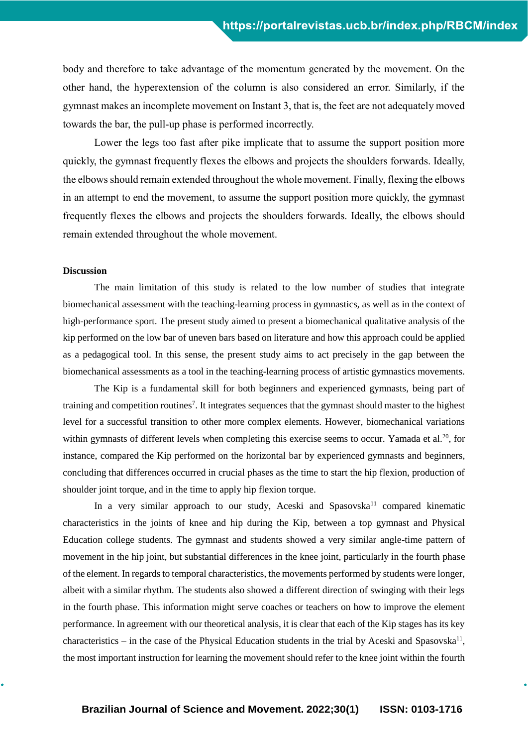body and therefore to take advantage of the momentum generated by the movement. On the other hand, the hyperextension of the column is also considered an error. Similarly, if the gymnast makes an incomplete movement on Instant 3, that is, the feet are not adequately moved towards the bar, the pull-up phase is performed incorrectly.

Lower the legs too fast after pike implicate that to assume the support position more quickly, the gymnast frequently flexes the elbows and projects the shoulders forwards. Ideally, the elbows should remain extended throughout the whole movement. Finally, flexing the elbows in an attempt to end the movement, to assume the support position more quickly, the gymnast frequently flexes the elbows and projects the shoulders forwards. Ideally, the elbows should remain extended throughout the whole movement.

**Discussion**

The main limitation of this study is related to the low number of studies that integrate biomechanical assessment with the teaching-learning process in gymnastics, as well as in the context of high-performance sport. The present study aimed to present a biomechanical qualitative analysis of the kip performed on the low bar of uneven bars based on literature and how this approach could be applied as a pedagogical tool. In this sense, the present study aims to act precisely in the gap between the biomechanical assessments as a tool in the teaching-learning process of artistic gymnastics movements.

The Kip is a fundamental skill for both beginners and experienced gymnasts, being part of training and competition routines[7]. It integrates sequences that the gymnast should master to the highest level for a successful transition to other more complex elements. However, biomechanical variations within gymnasts of different levels when completing this exercise seems to occur. Yamada et al.[20], for instance, compared the Kip performed on the horizontal bar by experienced gymnasts and beginners, concluding that differences occurred in crucial phases as the time to start the hip flexion, production of shoulder joint torque, and in the time to apply hip flexion torque.

In a very similar approach to our study, Aceski and Spasovska[11] compared kinematic characteristics in the joints of knee and hip during the Kip, between a top gymnast and Physical Education college students. The gymnast and students showed a very similar angle-time pattern of movement in the hip joint, but substantial differences in the knee joint, particularly in the fourth phase of the element. In regards to temporal characteristics, the movements performed by students were longer, albeit with a similar rhythm. The students also showed a different direction of swinging with their legs in the fourth phase. This information might serve coaches or teachers on how to improve the element performance. In agreement with our theoretical analysis, it is clear that each of the Kip stages has its key characteristics – in the case of the Physical Education students in the trial by Aceski and Spasovska[11], the most important instruction for learning the movement should refer to the knee joint within the fourth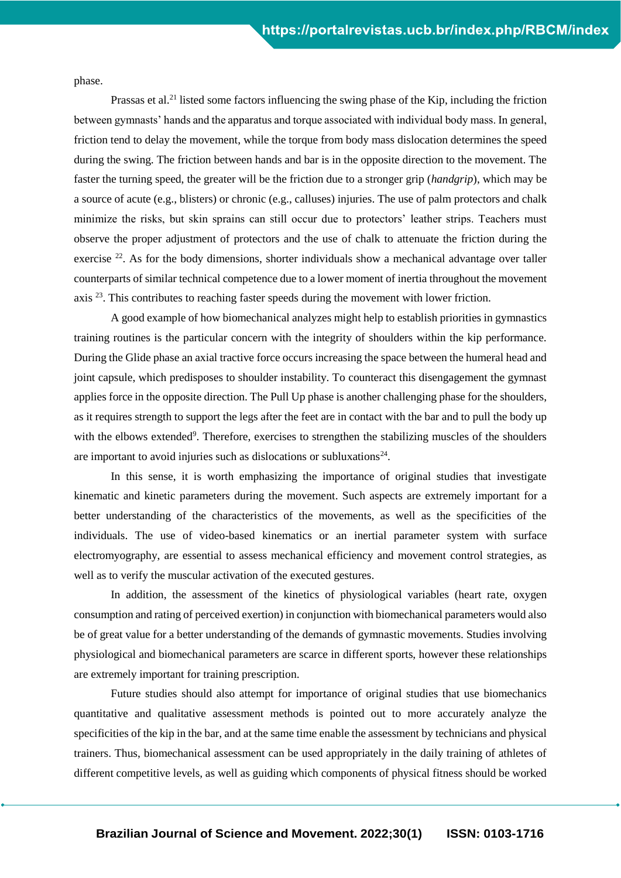phase.

Prassas et al.[21] listed some factors influencing the swing phase of the Kip, including the friction between gymnasts' hands and the apparatus and torque associated with individual body mass. In general, friction tend to delay the movement, while the torque from body mass dislocation determines the speed during the swing. The friction between hands and bar is in the opposite direction to the movement. The faster the turning speed, the greater will be the friction due to a stronger grip (*handgrip*), which may be a source of acute (e.g., blisters) or chronic (e.g., calluses) injuries. The use of palm protectors and chalk minimize the risks, but skin sprains can still occur due to protectors' leather strips. Teachers must observe the proper adjustment of protectors and the use of chalk to attenuate the friction during the exercise [22]. As for the body dimensions, shorter individuals show a mechanical advantage over taller counterparts of similar technical competence due to a lower moment of inertia throughout the movement axis [23]. This contributes to reaching faster speeds during the movement with lower friction.

A good example of how biomechanical analyzes might help to establish priorities in gymnastics training routines is the particular concern with the integrity of shoulders within the kip performance. During the Glide phase an axial tractive force occurs increasing the space between the humeral head and joint capsule, which predisposes to shoulder instability. To counteract this disengagement the gymnast applies force in the opposite direction. The Pull Up phase is another challenging phase for the shoulders, as it requires strength to support the legs after the feet are in contact with the bar and to pull the body up with the elbows extended[9]. Therefore, exercises to strengthen the stabilizing muscles of the shoulders are important to avoid injuries such as dislocations or subluxations[24].

In this sense, it is worth emphasizing the importance of original studies that investigate kinematic and kinetic parameters during the movement. Such aspects are extremely important for a better understanding of the characteristics of the movements, as well as the specificities of the individuals. The use of video-based kinematics or an inertial parameter system with surface electromyography, are essential to assess mechanical efficiency and movement control strategies, as well as to verify the muscular activation of the executed gestures.

In addition, the assessment of the kinetics of physiological variables (heart rate, oxygen consumption and rating of perceived exertion) in conjunction with biomechanical parameters would also be of great value for a better understanding of the demands of gymnastic movements. Studies involving physiological and biomechanical parameters are scarce in different sports, however these relationships are extremely important for training prescription.

Future studies should also attempt for importance of original studies that use biomechanics quantitative and qualitative assessment methods is pointed out to more accurately analyze the specificities of the kip in the bar, and at the same time enable the assessment by technicians and physical trainers. Thus, biomechanical assessment can be used appropriately in the daily training of athletes of different competitive levels, as well as guiding which components of physical fitness should be worked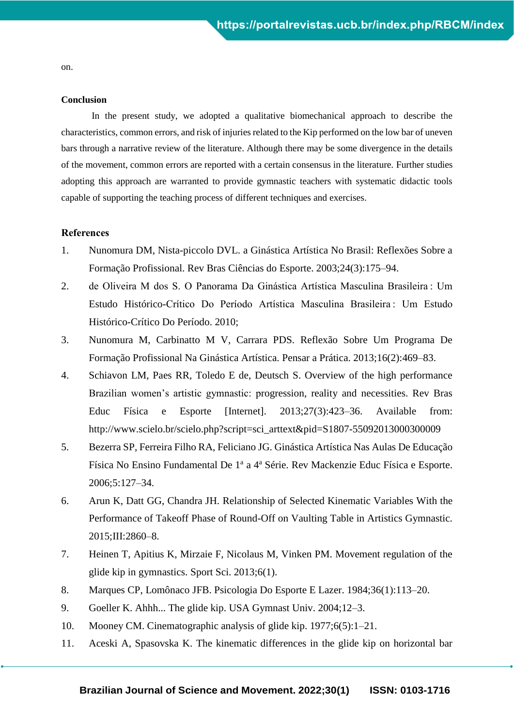on.

**Conclusion**

In the present study, we adopted a qualitative biomechanical approach to describe the characteristics, common errors, and risk of injuries related to the Kip performed on the low bar of uneven bars through a narrative review of the literature. Although there may be some divergence in the details of the movement, common errors are reported with a certain consensus in the literature. Further studies adopting this approach are warranted to provide gymnastic teachers with systematic didactic tools capable of supporting the teaching process of different techniques and exercises.

**References**

1. Nunomura DM, Nista-piccolo DVL. a Ginástica Artística No Brasil: Reflexões Sobre a Formação Profissional. Rev Bras Ciências do Esporte. 2003;24(3):175–94.
2. de Oliveira M dos S. O Panorama Da Ginástica Artística Masculina Brasileira : Um Estudo Histórico-Crítico Do Período Artística Masculina Brasileira : Um Estudo Histórico-Crítico Do Período. 2010;
3. Nunomura M, Carbinatto M V, Carrara PDS. Reflexão Sobre Um Programa De Formação Profissional Na Ginástica Artística. Pensar a Prática. 2013;16(2):469–83.
4. Schiavon LM, Paes RR, Toledo E de, Deutsch S. Overview of the high performance Brazilian women's artistic gymnastic: progression, reality and necessities. Rev Bras Educ Física e Esporte [Internet]. 2013;27(3):423–36. Available from: http://www.scielo.br/scielo.php?script=sci_arttext&pid=S1807-55092013000300009
5. Bezerra SP, Ferreira Filho RA, Feliciano JG. Ginástica Artística Nas Aulas De Educação Física No Ensino Fundamental De 1ª a 4ª Série. Rev Mackenzie Educ Física e Esporte. 2006;5:127–34.
6. Arun K, Datt GG, Chandra JH. Relationship of Selected Kinematic Variables With the Performance of Takeoff Phase of Round-Off on Vaulting Table in Artistics Gymnastic. 2015;III:2860–8.
7. Heinen T, Apitius K, Mirzaie F, Nicolaus M, Vinken PM. Movement regulation of the glide kip in gymnastics. Sport Sci. 2013;6(1).
8. Marques CP, Lomônaco JFB. Psicologia Do Esporte E Lazer. 1984;36(1):113–20.
9. Goeller K. Ahhh... The glide kip. USA Gymnast Univ. 2004;12–3.
10. Mooney CM. Cinematographic analysis of glide kip. 1977;6(5):1–21.
11. Aceski A, Spasovska K. The kinematic differences in the glide kip on horizontal bar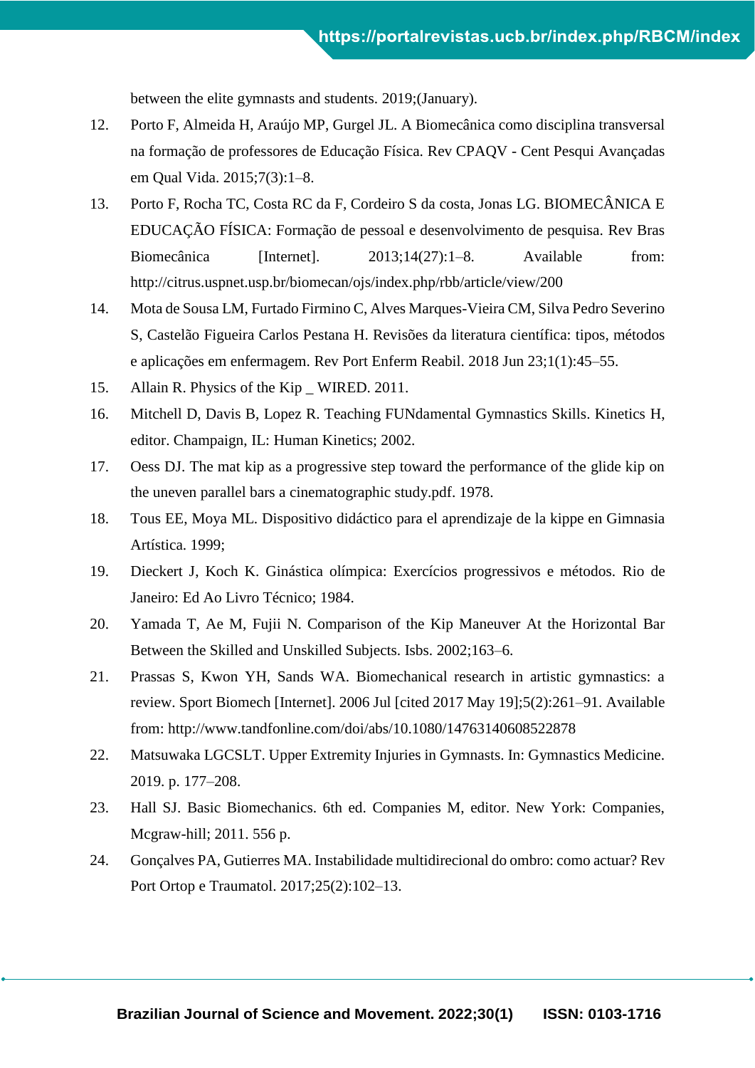between the elite gymnasts and students. 2019;(January).

12. Porto F, Almeida H, Araújo MP, Gurgel JL. A Biomecânica como disciplina transversal na formação de professores de Educação Física. Rev CPAQV - Cent Pesqui Avançadas em Qual Vida. 2015;7(3):1–8.
13. Porto F, Rocha TC, Costa RC da F, Cordeiro S da costa, Jonas LG. BIOMECÂNICA E EDUCAÇÃO FÍSICA: Formação de pessoal e desenvolvimento de pesquisa. Rev Bras Biomecânica [Internet]. 2013;14(27):1–8. Available from: http://citrus.uspnet.usp.br/biomecan/ojs/index.php/rbb/article/view/200
14. Mota de Sousa LM, Furtado Firmino C, Alves Marques-Vieira CM, Silva Pedro Severino S, Castelão Figueira Carlos Pestana H. Revisões da literatura científica: tipos, métodos e aplicações em enfermagem. Rev Port Enferm Reabil. 2018 Jun 23;1(1):45–55.
15. Allain R. Physics of the Kip _ WIRED. 2011.
16. Mitchell D, Davis B, Lopez R. Teaching FUNdamental Gymnastics Skills. Kinetics H, editor. Champaign, IL: Human Kinetics; 2002.
17. Oess DJ. The mat kip as a progressive step toward the performance of the glide kip on the uneven parallel bars a cinematographic study.pdf. 1978.
18. Tous EE, Moya ML. Dispositivo didáctico para el aprendizaje de la kippe en Gimnasia Artística. 1999;
19. Dieckert J, Koch K. Ginástica olímpica: Exercícios progressivos e métodos. Rio de Janeiro: Ed Ao Livro Técnico; 1984.
20. Yamada T, Ae M, Fujii N. Comparison of the Kip Maneuver At the Horizontal Bar Between the Skilled and Unskilled Subjects. Isbs. 2002;163–6.
21. Prassas S, Kwon YH, Sands WA. Biomechanical research in artistic gymnastics: a review. Sport Biomech [Internet]. 2006 Jul [cited 2017 May 19];5(2):261–91. Available from: http://www.tandfonline.com/doi/abs/10.1080/14763140608522878
22. Matsuwaka LGCSLT. Upper Extremity Injuries in Gymnasts. In: Gymnastics Medicine. 2019. p. 177–208.
23. Hall SJ. Basic Biomechanics. 6th ed. Companies M, editor. New York: Companies, Mcgraw-hill; 2011. 556 p.
24. Gonçalves PA, Gutierres MA. Instabilidade multidirecional do ombro: como actuar? Rev Port Ortop e Traumatol. 2017;25(2):102–13.